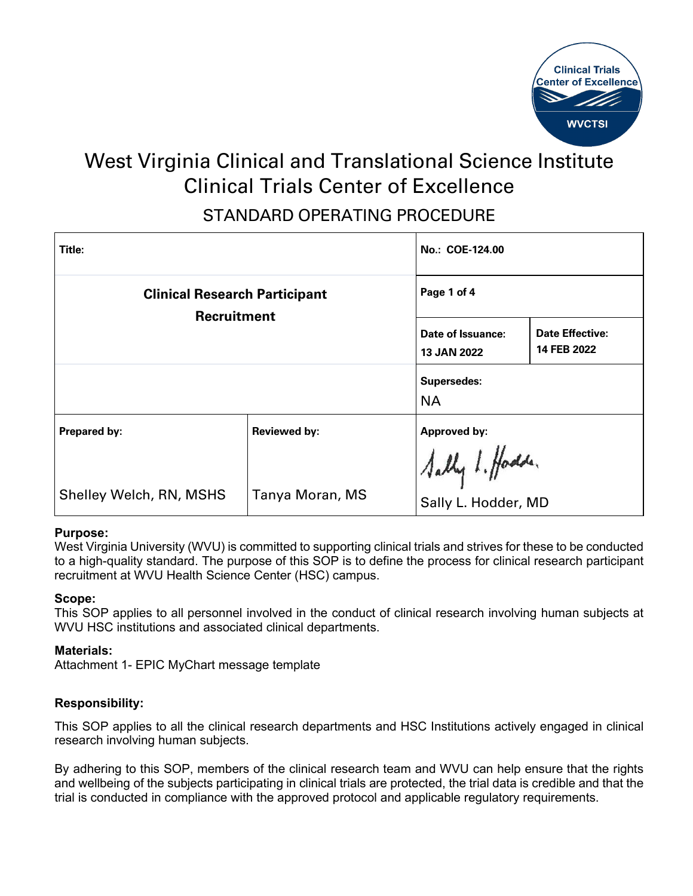# West Virginia Clinical and Translational Science Institute
# Clinical Trials Center of Excellence

## STANDARD OPERATING PROCEDURE

| Title: | | No.: COE-124.00 | |
|---|---|---|---|
| **Clinical Research Participant Recruitment** | | Page 1 of 4 | |
| | | Date of Issuance: 13 JAN 2022 | Date Effective: 14 FEB 2022 |
| | | Supersedes: NA | |
| Prepared by: Shelley Welch, RN, MSHS | Reviewed by: Tanya Moran, MS | Approved by: Sally L. Hodder, MD | |

**Purpose:**
West Virginia University (WVU) is committed to supporting clinical trials and strives for these to be conducted to a high-quality standard. The purpose of this SOP is to define the process for clinical research participant recruitment at WVU Health Science Center (HSC) campus.

**Scope:**
This SOP applies to all personnel involved in the conduct of clinical research involving human subjects at WVU HSC institutions and associated clinical departments.

**Materials:**
Attachment 1- EPIC MyChart message template

**Responsibility:**

This SOP applies to all the clinical research departments and HSC Institutions actively engaged in clinical research involving human subjects.

By adhering to this SOP, members of the clinical research team and WVU can help ensure that the rights and wellbeing of the subjects participating in clinical trials are protected, the trial data is credible and that the trial is conducted in compliance with the approved protocol and applicable regulatory requirements.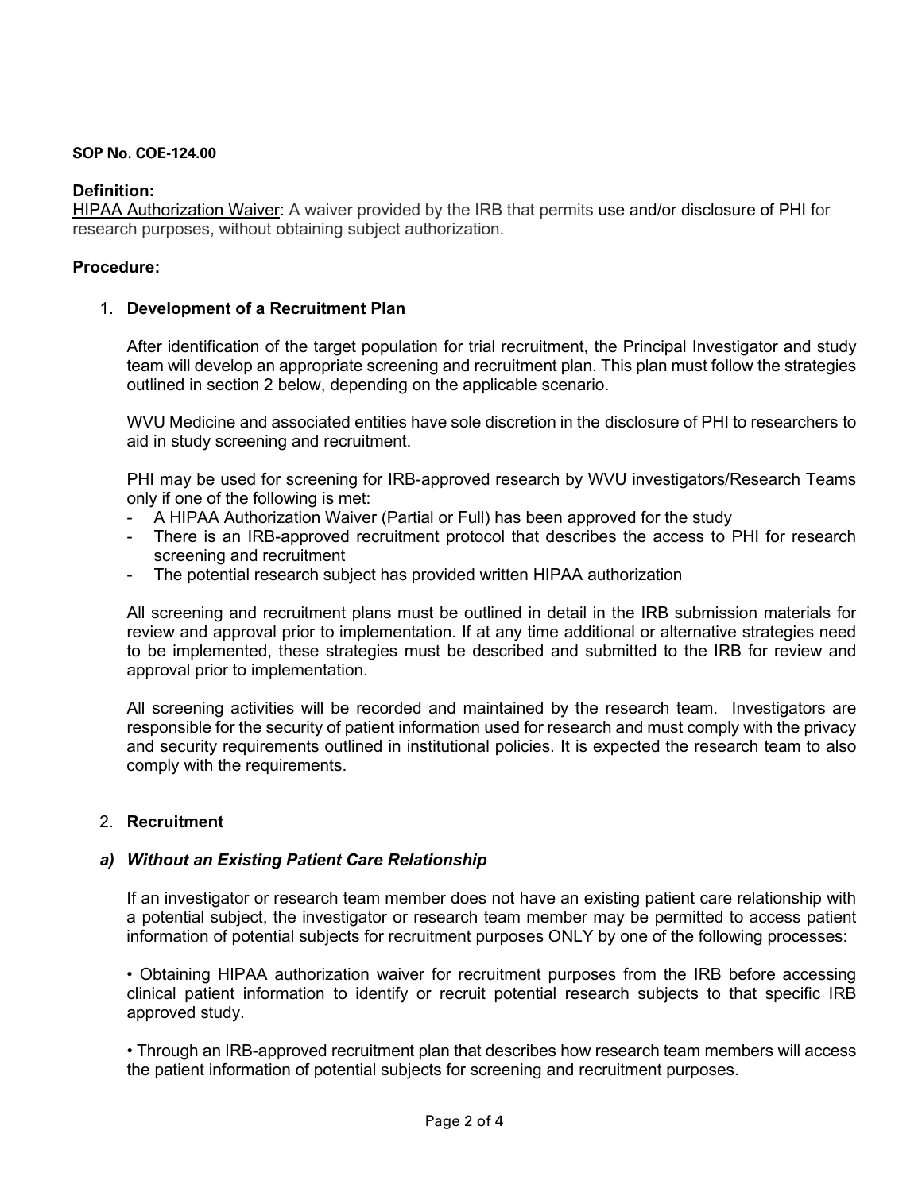**SOP No. COE-124.00**

### Definition:

<u>HIPAA Authorization Waiver</u>: A waiver provided by the IRB that permits use and/or disclosure of PHI for research purposes, without obtaining subject authorization.

### Procedure:

1. **Development of a Recruitment Plan**

   After identification of the target population for trial recruitment, the Principal Investigator and study team will develop an appropriate screening and recruitment plan. This plan must follow the strategies outlined in section 2 below, depending on the applicable scenario.

   WVU Medicine and associated entities have sole discretion in the disclosure of PHI to researchers to aid in study screening and recruitment.

   PHI may be used for screening for IRB-approved research by WVU investigators/Research Teams only if one of the following is met:

   - A HIPAA Authorization Waiver (Partial or Full) has been approved for the study
   - There is an IRB-approved recruitment protocol that describes the access to PHI for research screening and recruitment
   - The potential research subject has provided written HIPAA authorization

   All screening and recruitment plans must be outlined in detail in the IRB submission materials for review and approval prior to implementation. If at any time additional or alternative strategies need to be implemented, these strategies must be described and submitted to the IRB for review and approval prior to implementation.

   All screening activities will be recorded and maintained by the research team. Investigators are responsible for the security of patient information used for research and must comply with the privacy and security requirements outlined in institutional policies. It is expected the research team to also comply with the requirements.

2. **Recruitment**

***a) Without an Existing Patient Care Relationship***

If an investigator or research team member does not have an existing patient care relationship with a potential subject, the investigator or research team member may be permitted to access patient information of potential subjects for recruitment purposes ONLY by one of the following processes:

• Obtaining HIPAA authorization waiver for recruitment purposes from the IRB before accessing clinical patient information to identify or recruit potential research subjects to that specific IRB approved study.

• Through an IRB-approved recruitment plan that describes how research team members will access the patient information of potential subjects for screening and recruitment purposes.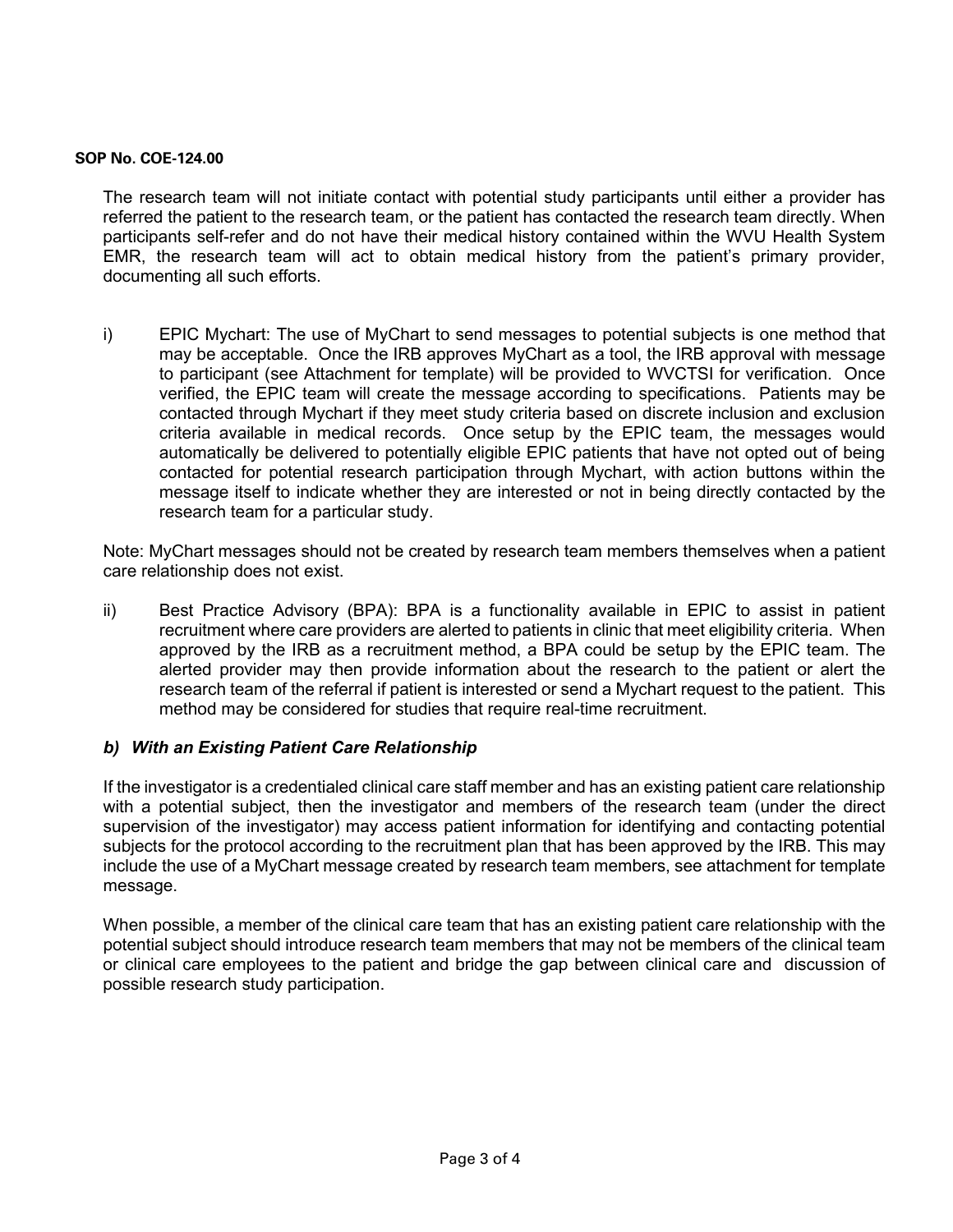The research team will not initiate contact with potential study participants until either a provider has referred the patient to the research team, or the patient has contacted the research team directly. When participants self-refer and do not have their medical history contained within the WVU Health System EMR, the research team will act to obtain medical history from the patient's primary provider, documenting all such efforts.

i) EPIC Mychart: The use of MyChart to send messages to potential subjects is one method that may be acceptable. Once the IRB approves MyChart as a tool, the IRB approval with message to participant (see Attachment for template) will be provided to WVCTSI for verification. Once verified, the EPIC team will create the message according to specifications. Patients may be contacted through Mychart if they meet study criteria based on discrete inclusion and exclusion criteria available in medical records. Once setup by the EPIC team, the messages would automatically be delivered to potentially eligible EPIC patients that have not opted out of being contacted for potential research participation through Mychart, with action buttons within the message itself to indicate whether they are interested or not in being directly contacted by the research team for a particular study.

Note: MyChart messages should not be created by research team members themselves when a patient care relationship does not exist.

ii) Best Practice Advisory (BPA): BPA is a functionality available in EPIC to assist in patient recruitment where care providers are alerted to patients in clinic that meet eligibility criteria. When approved by the IRB as a recruitment method, a BPA could be setup by the EPIC team. The alerted provider may then provide information about the research to the patient or alert the research team of the referral if patient is interested or send a Mychart request to the patient. This method may be considered for studies that require real-time recruitment.

### *b) With an Existing Patient Care Relationship*

If the investigator is a credentialed clinical care staff member and has an existing patient care relationship with a potential subject, then the investigator and members of the research team (under the direct supervision of the investigator) may access patient information for identifying and contacting potential subjects for the protocol according to the recruitment plan that has been approved by the IRB. This may include the use of a MyChart message created by research team members, see attachment for template message.

When possible, a member of the clinical care team that has an existing patient care relationship with the potential subject should introduce research team members that may not be members of the clinical team or clinical care employees to the patient and bridge the gap between clinical care and discussion of possible research study participation.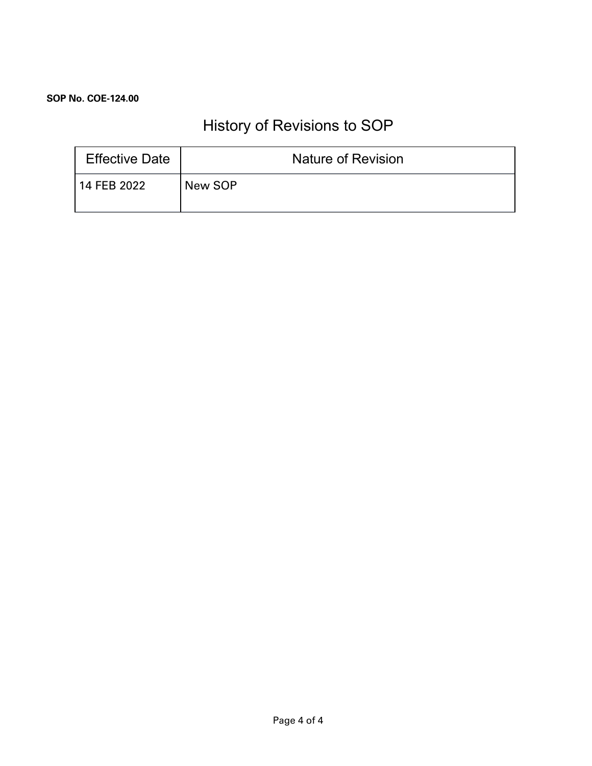**SOP No. COE-124.00**

# History of Revisions to SOP

| Effective Date | Nature of Revision |
| --- | --- |
| 14 FEB 2022 | New SOP |